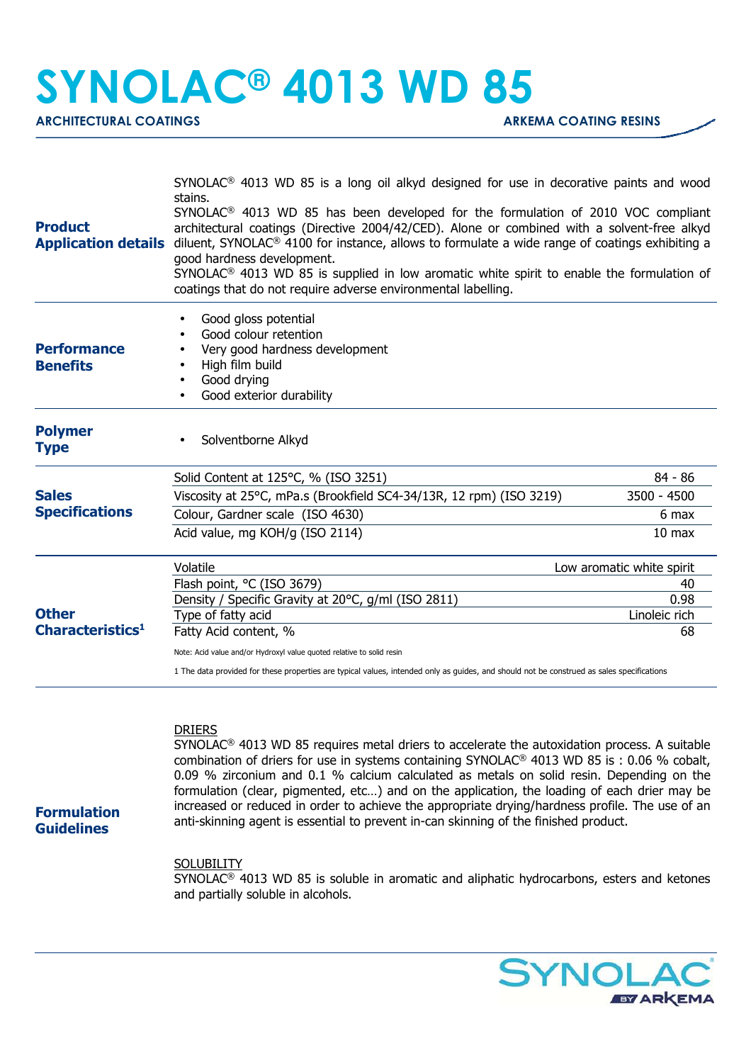# SYNOLAC® 4013 WD 85

**ARCHITECTURAL COATINGS** **ARKEMA COATING RESINS**

## Product Application details

SYNOLAC® 4013 WD 85 is a long oil alkyd designed for use in decorative paints and wood stains.

SYNOLAC® 4013 WD 85 has been developed for the formulation of 2010 VOC compliant architectural coatings (Directive 2004/42/CED). Alone or combined with a solvent-free alkyd diluent, SYNOLAC® 4100 for instance, allows to formulate a wide range of coatings exhibiting a good hardness development.

SYNOLAC® 4013 WD 85 is supplied in low aromatic white spirit to enable the formulation of coatings that do not require adverse environmental labelling.

## Performance Benefits

- Good gloss potential
- Good colour retention
- Very good hardness development
- High film build
- Good drying
- Good exterior durability

## Polymer Type

- Solventborne Alkyd

## Sales Specifications

| Property | Value |
|---|---|
| Solid Content at 125°C, % (ISO 3251) | 84 - 86 |
| Viscosity at 25°C, mPa.s (Brookfield SC4-34/13R, 12 rpm) (ISO 3219) | 3500 - 4500 |
| Colour, Gardner scale (ISO 4630) | 6 max |
| Acid value, mg KOH/g (ISO 2114) | 10 max |

## Other Characteristics[1]

| Property | Value |
|---|---|
| Volatile | Low aromatic white spirit |
| Flash point, °C (ISO 3679) | 40 |
| Density / Specific Gravity at 20°C, g/ml (ISO 2811) | 0.98 |
| Type of fatty acid | Linoleic rich |
| Fatty Acid content, % | 68 |

Note: Acid value and/or Hydroxyl value quoted relative to solid resin

1 The data provided for these properties are typical values, intended only as guides, and should not be construed as sales specifications

## Formulation Guidelines

DRIERS

SYNOLAC® 4013 WD 85 requires metal driers to accelerate the autoxidation process. A suitable combination of driers for use in systems containing SYNOLAC® 4013 WD 85 is : 0.06 % cobalt, 0.09 % zirconium and 0.1 % calcium calculated as metals on solid resin. Depending on the formulation (clear, pigmented, etc…) and on the application, the loading of each drier may be increased or reduced in order to achieve the appropriate drying/hardness profile. The use of an anti-skinning agent is essential to prevent in-can skinning of the finished product.

SOLUBILITY

SYNOLAC® 4013 WD 85 is soluble in aromatic and aliphatic hydrocarbons, esters and ketones and partially soluble in alcohols.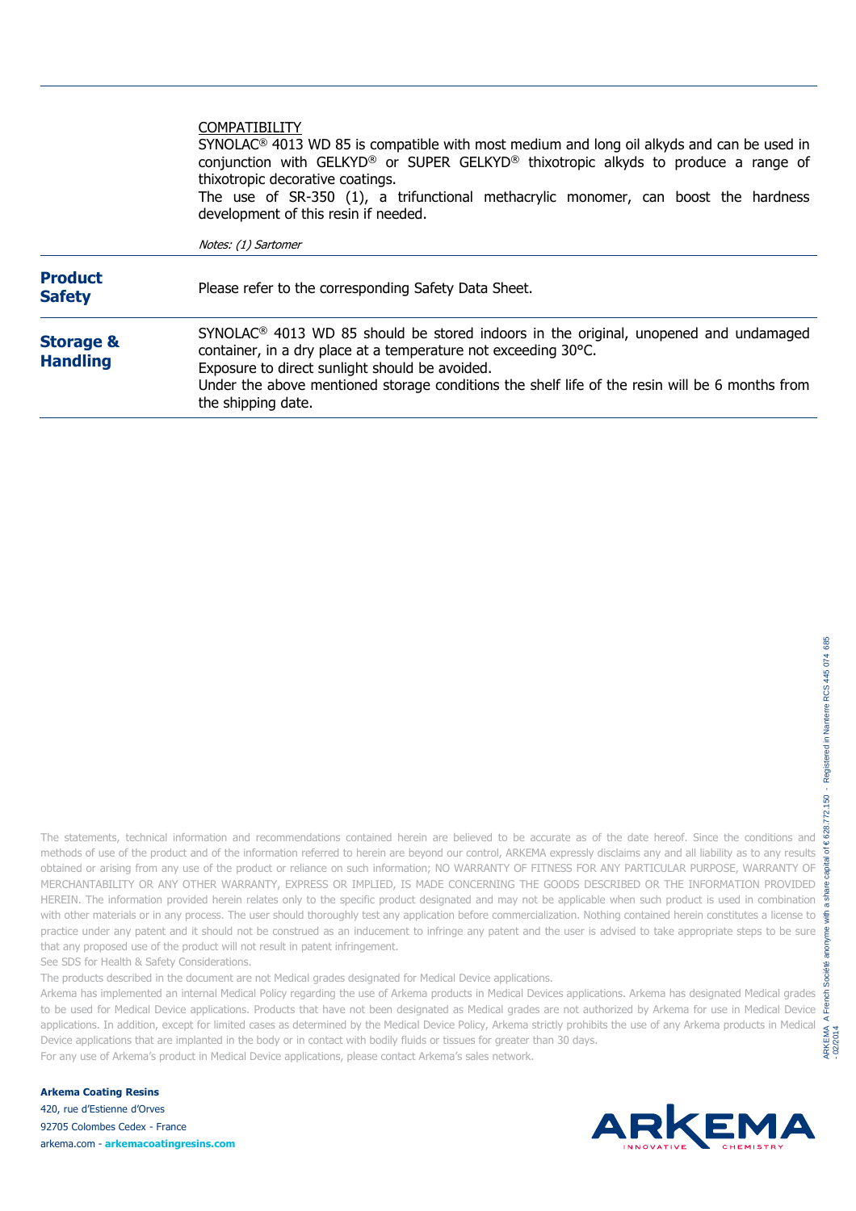COMPATIBILITY

SYNOLAC® 4013 WD 85 is compatible with most medium and long oil alkyds and can be used in conjunction with GELKYD® or SUPER GELKYD® thixotropic alkyds to produce a range of thixotropic decorative coatings.
The use of SR-350 (1), a trifunctional methacrylic monomer, can boost the hardness development of this resin if needed.

*Notes: (1) Sartomer*

## Product Safety

Please refer to the corresponding Safety Data Sheet.

## Storage & Handling

SYNOLAC® 4013 WD 85 should be stored indoors in the original, unopened and undamaged container, in a dry place at a temperature not exceeding 30°C.
Exposure to direct sunlight should be avoided.
Under the above mentioned storage conditions the shelf life of the resin will be 6 months from the shipping date.

The statements, technical information and recommendations contained herein are believed to be accurate as of the date hereof. Since the conditions and methods of use of the product and of the information referred to herein are beyond our control, ARKEMA expressly disclaims any and all liability as to any results obtained or arising from any use of the product or reliance on such information; NO WARRANTY OF FITNESS FOR ANY PARTICULAR PURPOSE, WARRANTY OF MERCHANTABILITY OR ANY OTHER WARRANTY, EXPRESS OR IMPLIED, IS MADE CONCERNING THE GOODS DESCRIBED OR THE INFORMATION PROVIDED HEREIN. The information provided herein relates only to the specific product designated and may not be applicable when such product is used in combination with other materials or in any process. The user should thoroughly test any application before commercialization. Nothing contained herein constitutes a license to practice under any patent and it should not be construed as an inducement to infringe any patent and the user is advised to take appropriate steps to be sure that any proposed use of the product will not result in patent infringement.
See SDS for Health & Safety Considerations.
The products described in the document are not Medical grades designated for Medical Device applications.
Arkema has implemented an internal Medical Policy regarding the use of Arkema products in Medical Devices applications. Arkema has designated Medical grades to be used for Medical Device applications. Products that have not been designated as Medical grades are not authorized by Arkema for use in Medical Device applications. In addition, except for limited cases as determined by the Medical Device Policy, Arkema strictly prohibits the use of any Arkema products in Medical Device applications that are implanted in the body or in contact with bodily fluids or tissues for greater than 30 days.
For any use of Arkema's product in Medical Device applications, please contact Arkema's sales network.

**Arkema Coating Resins**
420, rue d'Estienne d'Orves
92705 Colombes Cedex - France
arkema.com - **arkemacoatingresins.com**

ARKEMA A French Société anonyme with a share capital of € 628.772.150 - Registered in Nanterre RCS 445 074 685 - 02/2014